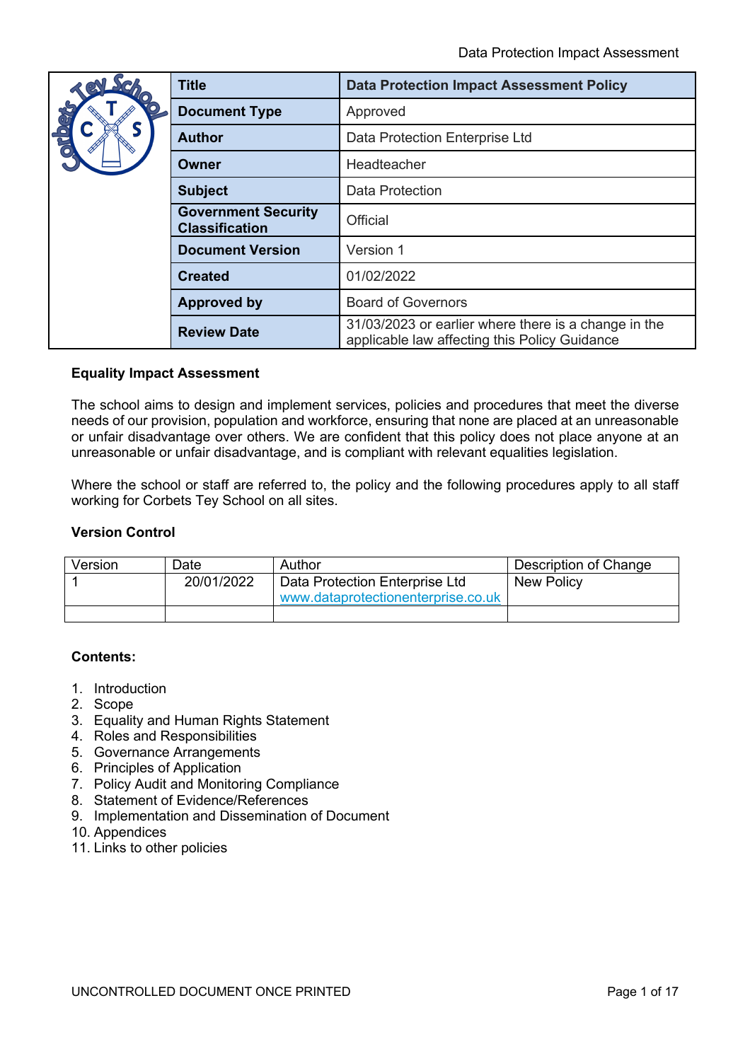| Title | Data Protection Impact Assessment Policy |
| --- | --- |
| Document Type | Approved |
| Author | Data Protection Enterprise Ltd |
| Owner | Headteacher |
| Subject | Data Protection |
| Government Security Classification | Official |
| Document Version | Version 1 |
| Created | 01/02/2022 |
| Approved by | Board of Governors |
| Review Date | 31/03/2023 or earlier where there is a change in the applicable law affecting this Policy Guidance |

**Equality Impact Assessment**

The school aims to design and implement services, policies and procedures that meet the diverse needs of our provision, population and workforce, ensuring that none are placed at an unreasonable or unfair disadvantage over others. We are confident that this policy does not place anyone at an unreasonable or unfair disadvantage, and is compliant with relevant equalities legislation.

Where the school or staff are referred to, the policy and the following procedures apply to all staff working for Corbets Tey School on all sites.

**Version Control**

| Version | Date | Author | Description of Change |
| --- | --- | --- | --- |
| 1 | 20/01/2022 | Data Protection Enterprise Ltd www.dataprotectionenterprise.co.uk | New Policy |
| | | | |

**Contents:**

1. Introduction
2. Scope
3. Equality and Human Rights Statement
4. Roles and Responsibilities
5. Governance Arrangements
6. Principles of Application
7. Policy Audit and Monitoring Compliance
8. Statement of Evidence/References
9. Implementation and Dissemination of Document
10. Appendices
11. Links to other policies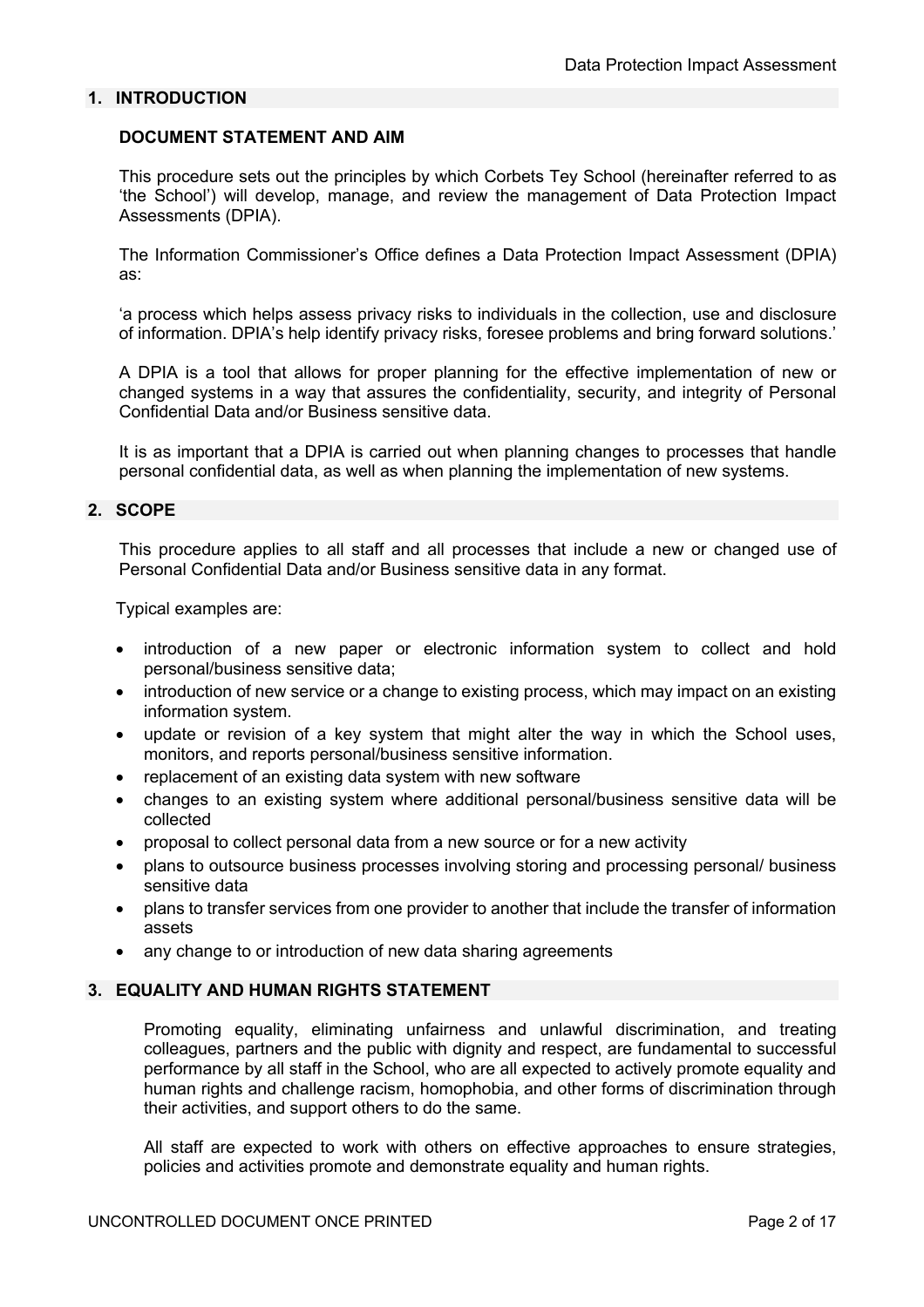## 1. INTRODUCTION

### DOCUMENT STATEMENT AND AIM

This procedure sets out the principles by which Corbets Tey School (hereinafter referred to as 'the School') will develop, manage, and review the management of Data Protection Impact Assessments (DPIA).

The Information Commissioner's Office defines a Data Protection Impact Assessment (DPIA) as:

'a process which helps assess privacy risks to individuals in the collection, use and disclosure of information. DPIA's help identify privacy risks, foresee problems and bring forward solutions.'

A DPIA is a tool that allows for proper planning for the effective implementation of new or changed systems in a way that assures the confidentiality, security, and integrity of Personal Confidential Data and/or Business sensitive data.

It is as important that a DPIA is carried out when planning changes to processes that handle personal confidential data, as well as when planning the implementation of new systems.

## 2. SCOPE

This procedure applies to all staff and all processes that include a new or changed use of Personal Confidential Data and/or Business sensitive data in any format.

Typical examples are:

- introduction of a new paper or electronic information system to collect and hold personal/business sensitive data;
- introduction of new service or a change to existing process, which may impact on an existing information system.
- update or revision of a key system that might alter the way in which the School uses, monitors, and reports personal/business sensitive information.
- replacement of an existing data system with new software
- changes to an existing system where additional personal/business sensitive data will be collected
- proposal to collect personal data from a new source or for a new activity
- plans to outsource business processes involving storing and processing personal/ business sensitive data
- plans to transfer services from one provider to another that include the transfer of information assets
- any change to or introduction of new data sharing agreements

## 3. EQUALITY AND HUMAN RIGHTS STATEMENT

Promoting equality, eliminating unfairness and unlawful discrimination, and treating colleagues, partners and the public with dignity and respect, are fundamental to successful performance by all staff in the School, who are all expected to actively promote equality and human rights and challenge racism, homophobia, and other forms of discrimination through their activities, and support others to do the same.

All staff are expected to work with others on effective approaches to ensure strategies, policies and activities promote and demonstrate equality and human rights.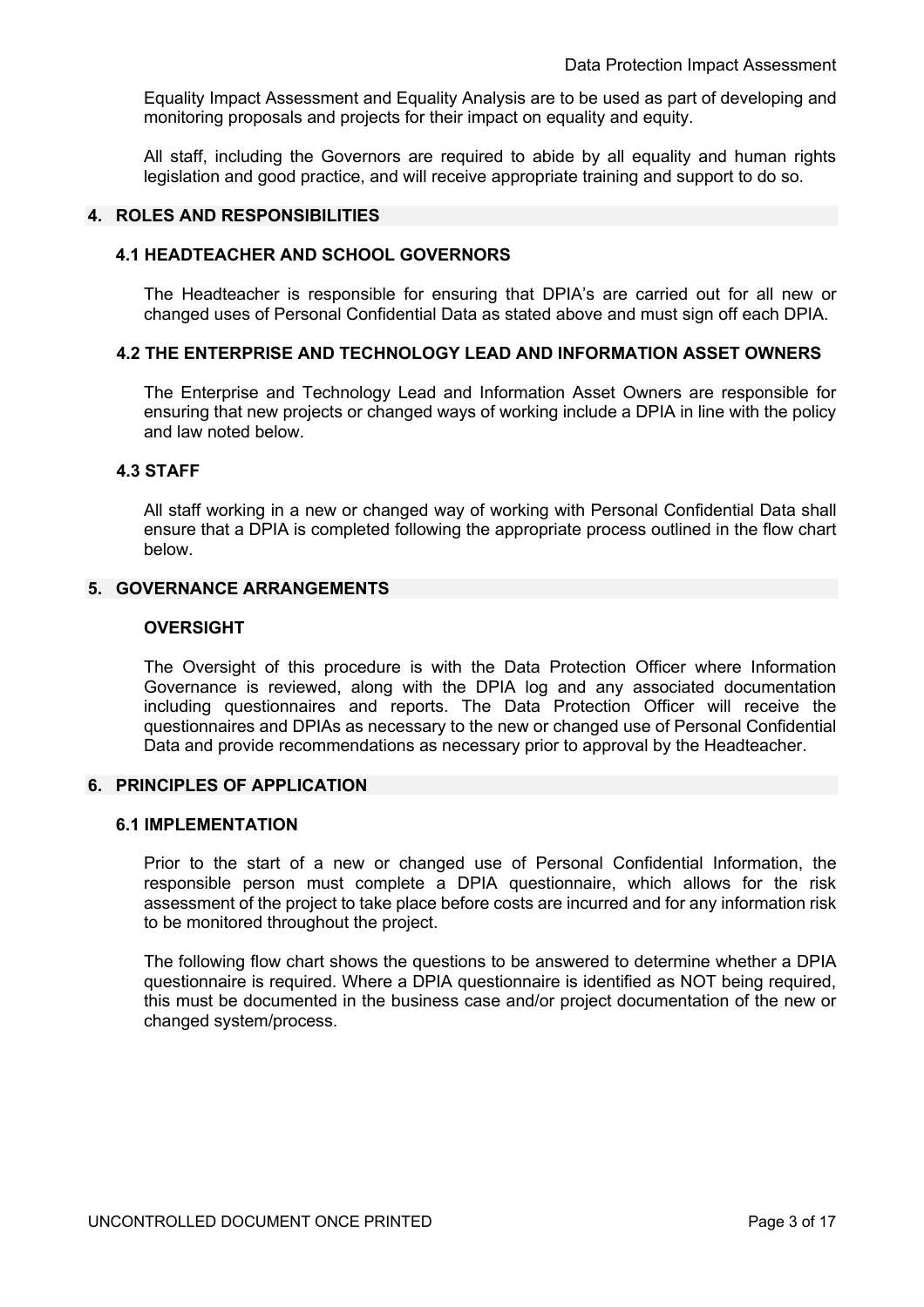Equality Impact Assessment and Equality Analysis are to be used as part of developing and monitoring proposals and projects for their impact on equality and equity.

All staff, including the Governors are required to abide by all equality and human rights legislation and good practice, and will receive appropriate training and support to do so.

## 4. ROLES AND RESPONSIBILITIES

### 4.1 HEADTEACHER AND SCHOOL GOVERNORS

The Headteacher is responsible for ensuring that DPIA's are carried out for all new or changed uses of Personal Confidential Data as stated above and must sign off each DPIA.

### 4.2 THE ENTERPRISE AND TECHNOLOGY LEAD AND INFORMATION ASSET OWNERS

The Enterprise and Technology Lead and Information Asset Owners are responsible for ensuring that new projects or changed ways of working include a DPIA in line with the policy and law noted below.

### 4.3 STAFF

All staff working in a new or changed way of working with Personal Confidential Data shall ensure that a DPIA is completed following the appropriate process outlined in the flow chart below.

## 5. GOVERNANCE ARRANGEMENTS

### OVERSIGHT

The Oversight of this procedure is with the Data Protection Officer where Information Governance is reviewed, along with the DPIA log and any associated documentation including questionnaires and reports. The Data Protection Officer will receive the questionnaires and DPIAs as necessary to the new or changed use of Personal Confidential Data and provide recommendations as necessary prior to approval by the Headteacher.

## 6. PRINCIPLES OF APPLICATION

### 6.1 IMPLEMENTATION

Prior to the start of a new or changed use of Personal Confidential Information, the responsible person must complete a DPIA questionnaire, which allows for the risk assessment of the project to take place before costs are incurred and for any information risk to be monitored throughout the project.

The following flow chart shows the questions to be answered to determine whether a DPIA questionnaire is required. Where a DPIA questionnaire is identified as NOT being required, this must be documented in the business case and/or project documentation of the new or changed system/process.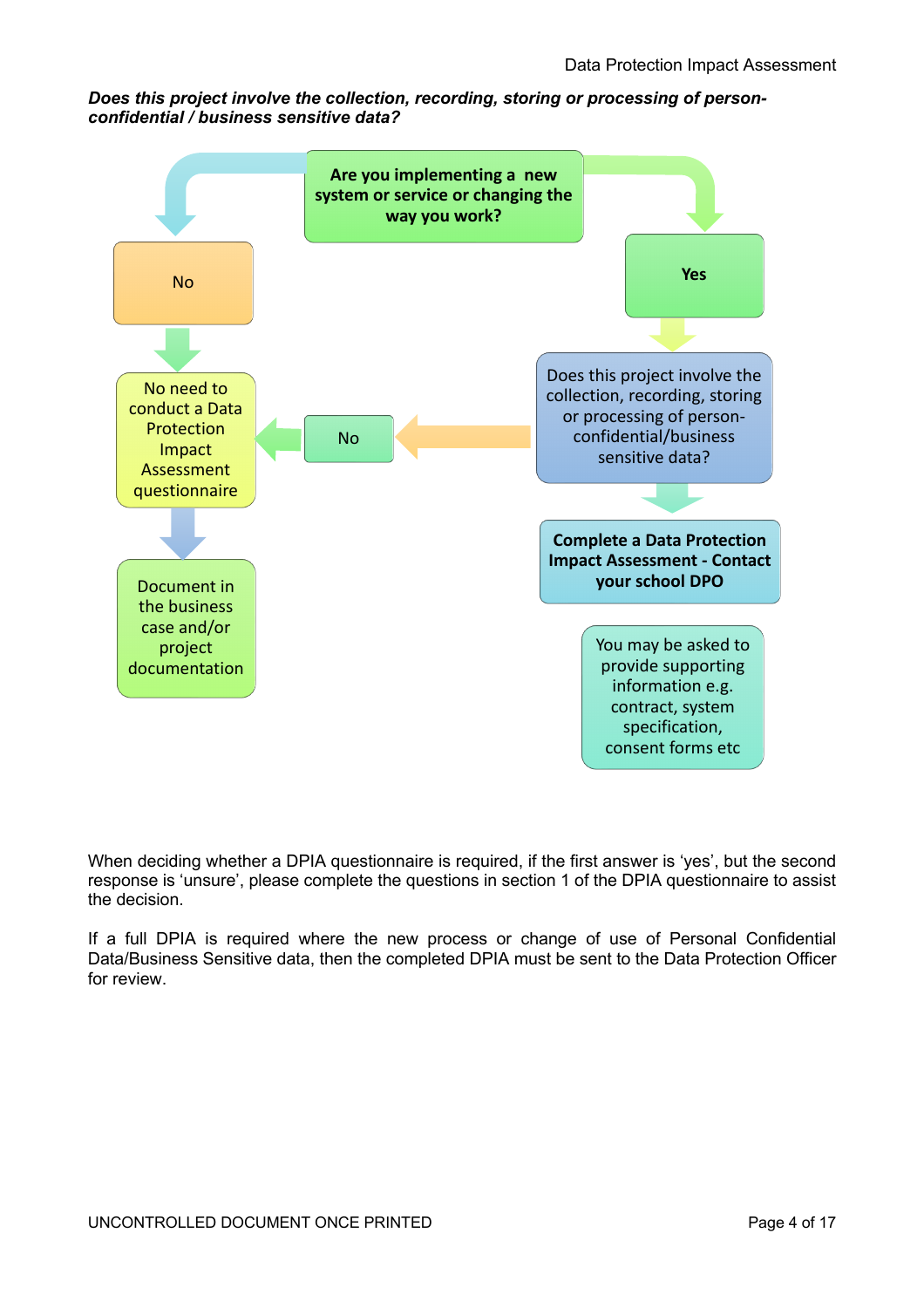***Does this project involve the collection, recording, storing or processing of person-confidential / business sensitive data?***

**Are you implementing a new system or service or changing the way you work?**

No

No need to conduct a Data Protection Impact Assessment questionnaire

Document in the business case and/or project documentation

**Yes**

Does this project involve the collection, recording, storing or processing of person-confidential/business sensitive data?

No

**Complete a Data Protection Impact Assessment - Contact your school DPO**

You may be asked to provide supporting information e.g. contract, system specification, consent forms etc

When deciding whether a DPIA questionnaire is required, if the first answer is 'yes', but the second response is 'unsure', please complete the questions in section 1 of the DPIA questionnaire to assist the decision.

If a full DPIA is required where the new process or change of use of Personal Confidential Data/Business Sensitive data, then the completed DPIA must be sent to the Data Protection Officer for review.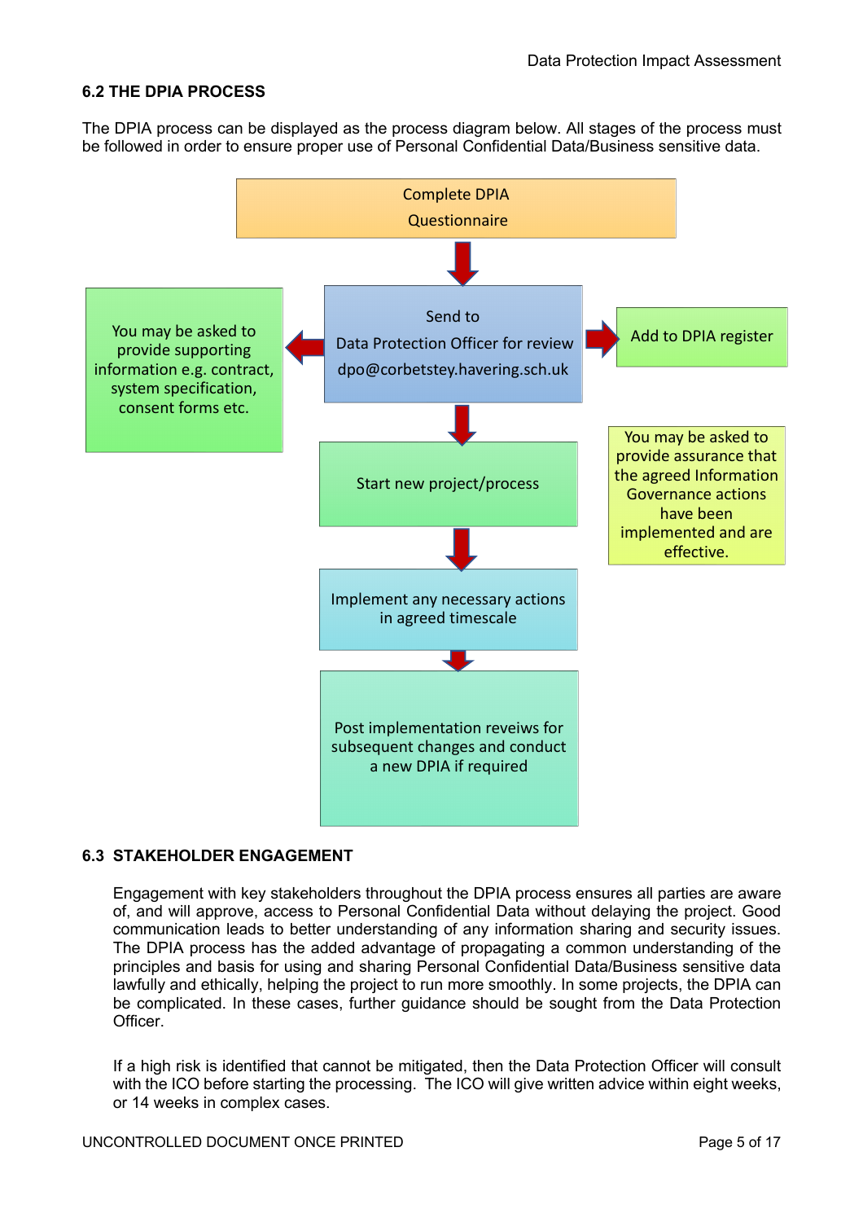## 6.2 THE DPIA PROCESS

The DPIA process can be displayed as the process diagram below. All stages of the process must be followed in order to ensure proper use of Personal Confidential Data/Business sensitive data.

Complete DPIA Questionnaire

↓

Send to Data Protection Officer for review dpo@corbetstey.havering.sch.uk

← You may be asked to provide supporting information e.g. contract, system specification, consent forms etc.

→ Add to DPIA register

↓

Start new project/process

You may be asked to provide assurance that the agreed Information Governance actions have been implemented and are effective.

↓

Implement any necessary actions in agreed timescale

↓

Post implementation reveiws for subsequent changes and conduct a new DPIA if required

## 6.3 STAKEHOLDER ENGAGEMENT

Engagement with key stakeholders throughout the DPIA process ensures all parties are aware of, and will approve, access to Personal Confidential Data without delaying the project. Good communication leads to better understanding of any information sharing and security issues. The DPIA process has the added advantage of propagating a common understanding of the principles and basis for using and sharing Personal Confidential Data/Business sensitive data lawfully and ethically, helping the project to run more smoothly. In some projects, the DPIA can be complicated. In these cases, further guidance should be sought from the Data Protection Officer.

If a high risk is identified that cannot be mitigated, then the Data Protection Officer will consult with the ICO before starting the processing. The ICO will give written advice within eight weeks, or 14 weeks in complex cases.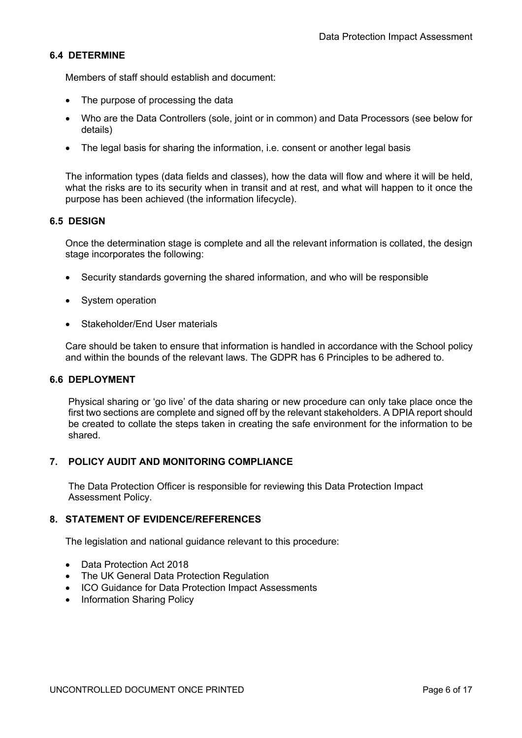### 6.4 DETERMINE

Members of staff should establish and document:

- The purpose of processing the data
- Who are the Data Controllers (sole, joint or in common) and Data Processors (see below for details)
- The legal basis for sharing the information, i.e. consent or another legal basis

The information types (data fields and classes), how the data will flow and where it will be held, what the risks are to its security when in transit and at rest, and what will happen to it once the purpose has been achieved (the information lifecycle).

### 6.5 DESIGN

Once the determination stage is complete and all the relevant information is collated, the design stage incorporates the following:

- Security standards governing the shared information, and who will be responsible
- System operation
- Stakeholder/End User materials

Care should be taken to ensure that information is handled in accordance with the School policy and within the bounds of the relevant laws. The GDPR has 6 Principles to be adhered to.

### 6.6 DEPLOYMENT

Physical sharing or 'go live' of the data sharing or new procedure can only take place once the first two sections are complete and signed off by the relevant stakeholders. A DPIA report should be created to collate the steps taken in creating the safe environment for the information to be shared.

## 7. POLICY AUDIT AND MONITORING COMPLIANCE

The Data Protection Officer is responsible for reviewing this Data Protection Impact Assessment Policy.

## 8. STATEMENT OF EVIDENCE/REFERENCES

The legislation and national guidance relevant to this procedure:

- Data Protection Act 2018
- The UK General Data Protection Regulation
- ICO Guidance for Data Protection Impact Assessments
- Information Sharing Policy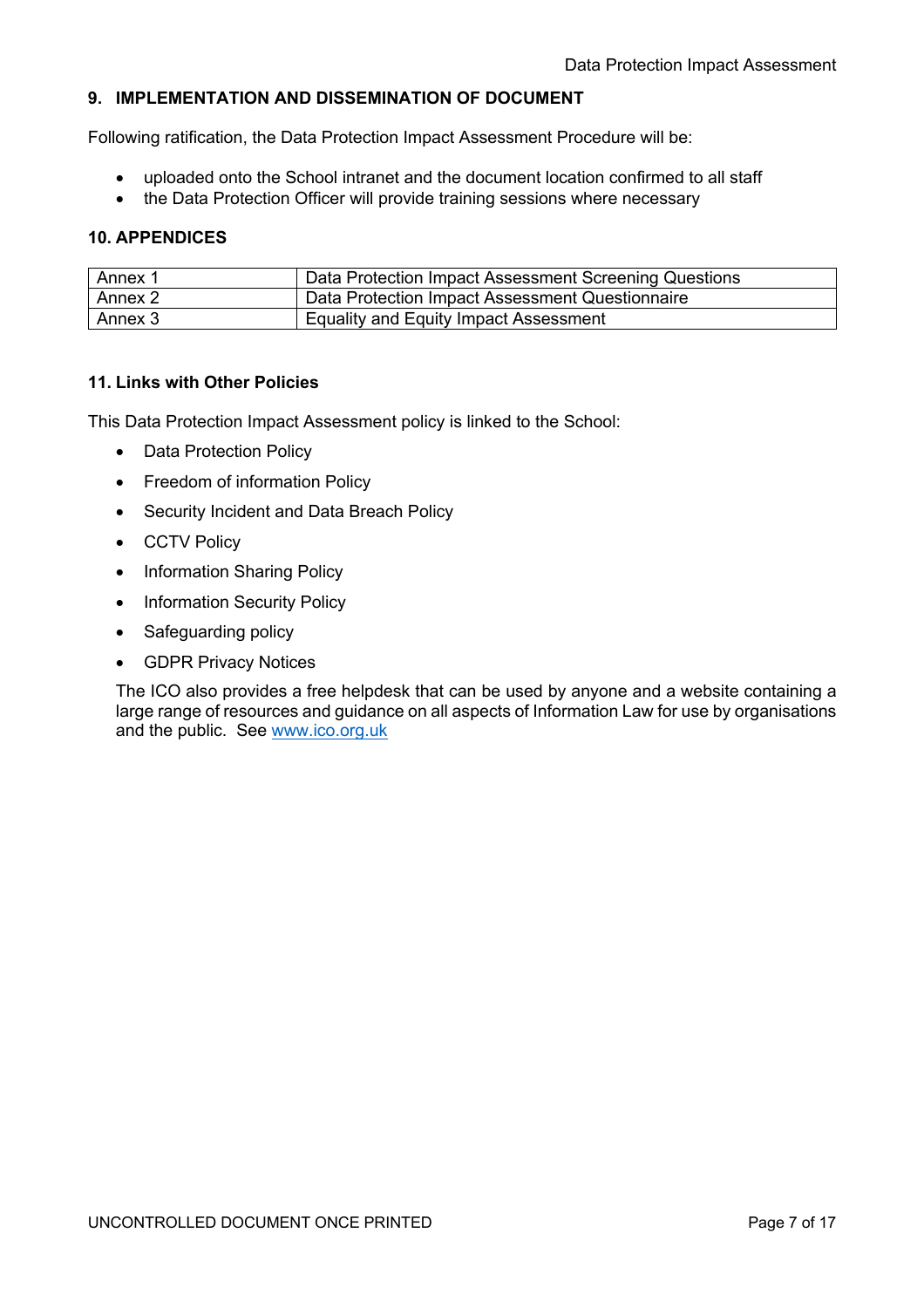## 9. IMPLEMENTATION AND DISSEMINATION OF DOCUMENT

Following ratification, the Data Protection Impact Assessment Procedure will be:

- uploaded onto the School intranet and the document location confirmed to all staff
- the Data Protection Officer will provide training sessions where necessary

## 10. APPENDICES

| Annex 1 | Data Protection Impact Assessment Screening Questions |
|---|---|
| Annex 2 | Data Protection Impact Assessment Questionnaire |
| Annex 3 | Equality and Equity Impact Assessment |

## 11. Links with Other Policies

This Data Protection Impact Assessment policy is linked to the School:

- Data Protection Policy
- Freedom of information Policy
- Security Incident and Data Breach Policy
- CCTV Policy
- Information Sharing Policy
- Information Security Policy
- Safeguarding policy
- GDPR Privacy Notices

The ICO also provides a free helpdesk that can be used by anyone and a website containing a large range of resources and guidance on all aspects of Information Law for use by organisations and the public. See www.ico.org.uk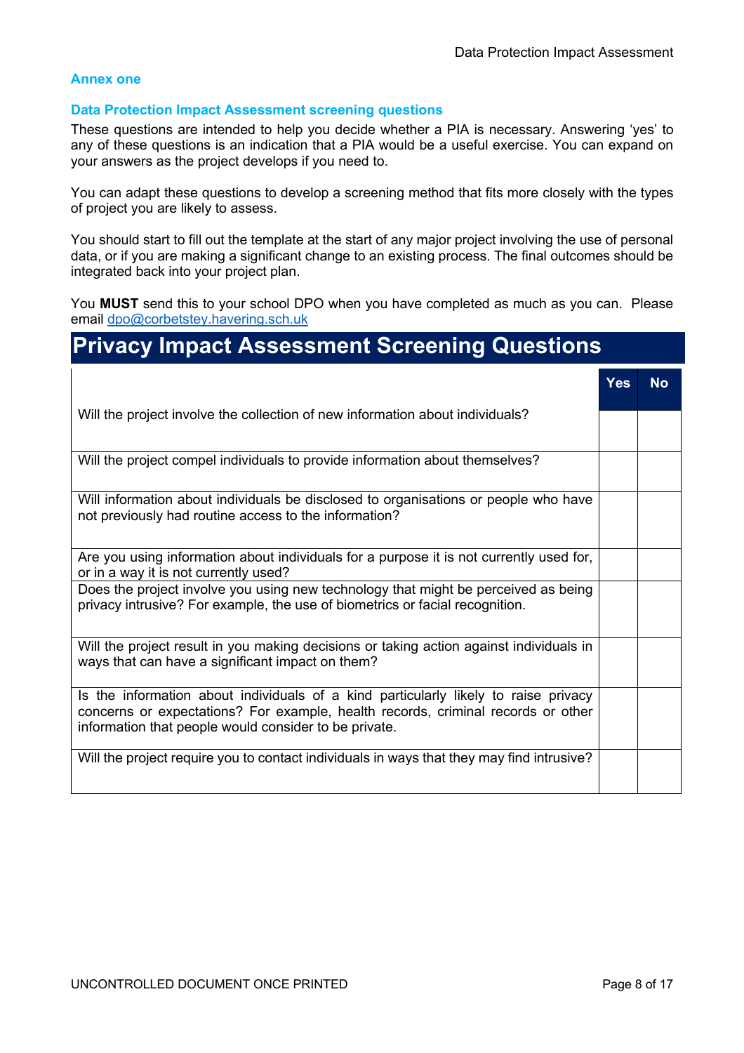## Annex one

### Data Protection Impact Assessment screening questions

These questions are intended to help you decide whether a PIA is necessary. Answering 'yes' to any of these questions is an indication that a PIA would be a useful exercise. You can expand on your answers as the project develops if you need to.

You can adapt these questions to develop a screening method that fits more closely with the types of project you are likely to assess.

You should start to fill out the template at the start of any major project involving the use of personal data, or if you are making a significant change to an existing process. The final outcomes should be integrated back into your project plan.

You **MUST** send this to your school DPO when you have completed as much as you can. Please email [dpo@corbetstey.havering.sch.uk](mailto:dpo@corbetstey.havering.sch.uk)

# Privacy Impact Assessment Screening Questions

| | Yes | No |
|---|---|---|
| Will the project involve the collection of new information about individuals? | | |
| Will the project compel individuals to provide information about themselves? | | |
| Will information about individuals be disclosed to organisations or people who have not previously had routine access to the information? | | |
| Are you using information about individuals for a purpose it is not currently used for, or in a way it is not currently used? | | |
| Does the project involve you using new technology that might be perceived as being privacy intrusive? For example, the use of biometrics or facial recognition. | | |
| Will the project result in you making decisions or taking action against individuals in ways that can have a significant impact on them? | | |
| Is the information about individuals of a kind particularly likely to raise privacy concerns or expectations? For example, health records, criminal records or other information that people would consider to be private. | | |
| Will the project require you to contact individuals in ways that they may find intrusive? | | |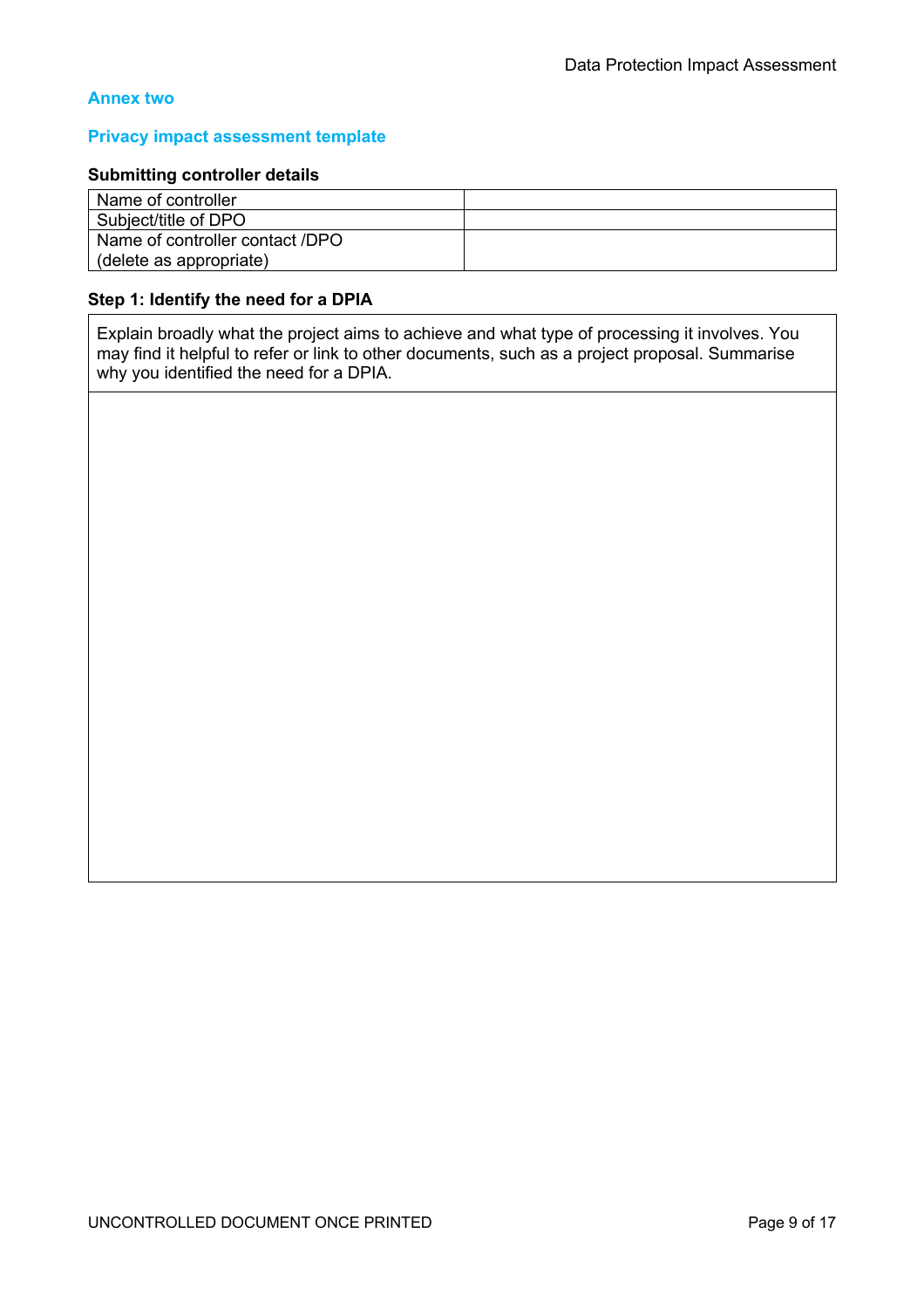## Annex two

## Privacy impact assessment template

**Submitting controller details**

| | |
|---|---|
| Name of controller | |
| Subject/title of DPO | |
| Name of controller contact /DPO (delete as appropriate) | |

**Step 1: Identify the need for a DPIA**

| Explain broadly what the project aims to achieve and what type of processing it involves. You may find it helpful to refer or link to other documents, such as a project proposal. Summarise why you identified the need for a DPIA. |
|---|
| |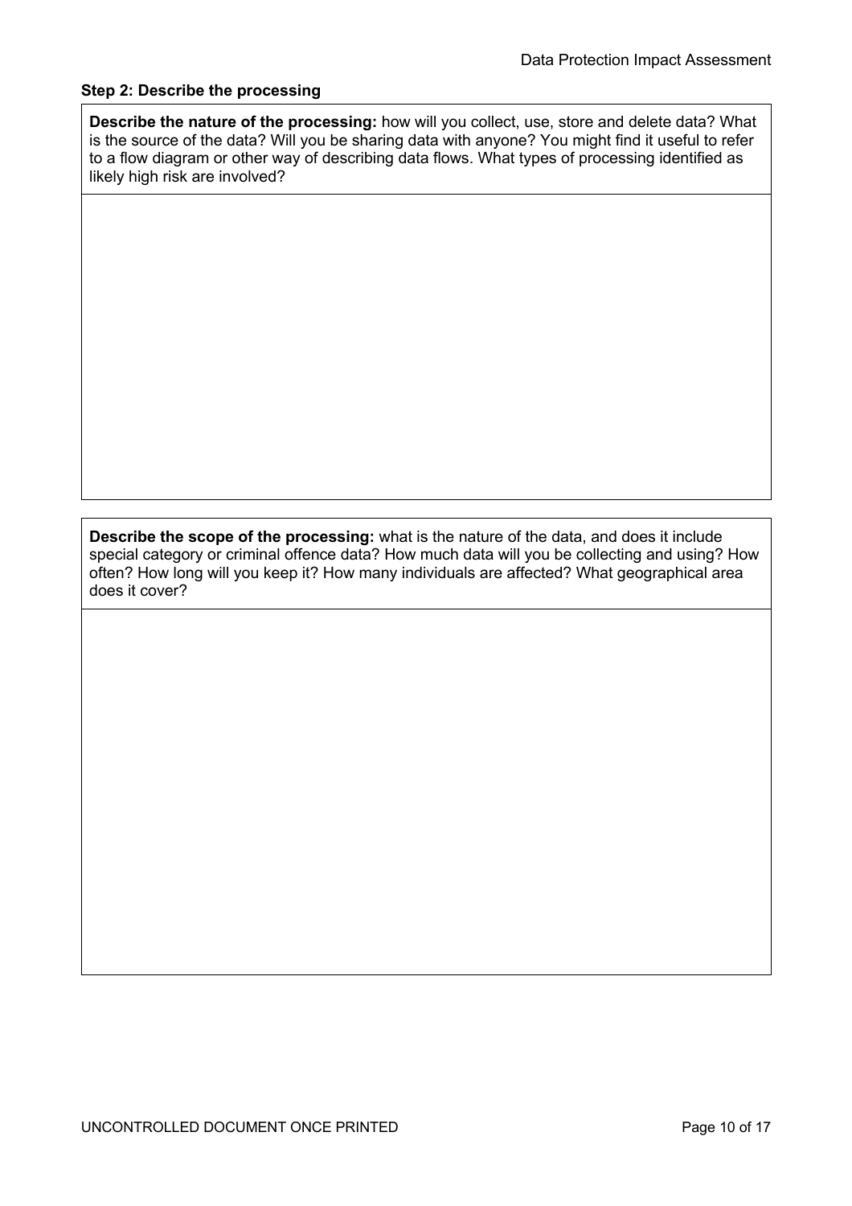### Step 2: Describe the processing

| **Describe the nature of the processing:** how will you collect, use, store and delete data? What is the source of the data? Will you be sharing data with anyone? You might find it useful to refer to a flow diagram or other way of describing data flows. What types of processing identified as likely high risk are involved? |
| --- |
| |

| **Describe the scope of the processing:** what is the nature of the data, and does it include special category or criminal offence data? How much data will you be collecting and using? How often? How long will you keep it? How many individuals are affected? What geographical area does it cover? |
| --- |
| |

UNCONTROLLED DOCUMENT ONCE PRINTED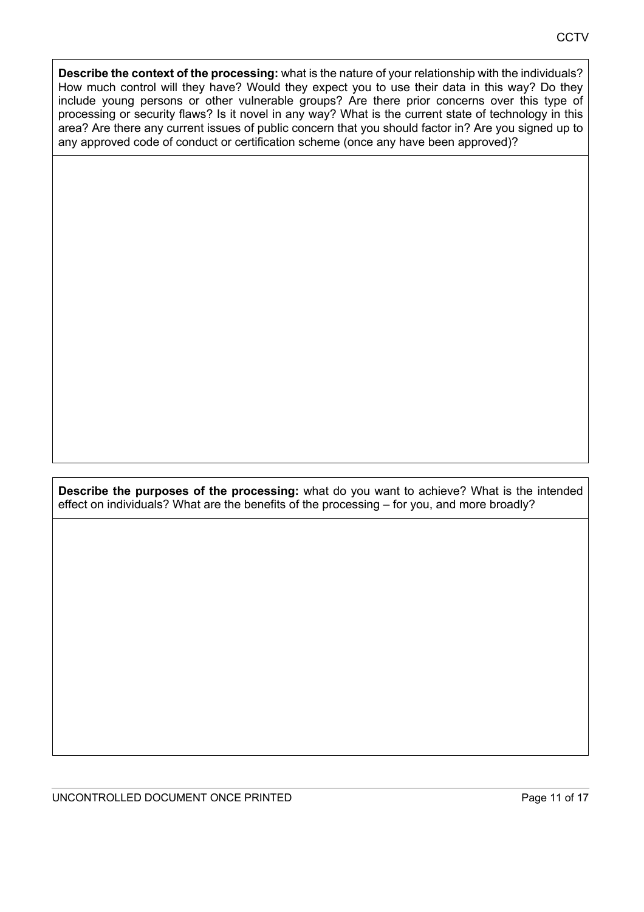**Describe the context of the processing:** what is the nature of your relationship with the individuals? How much control will they have? Would they expect you to use their data in this way? Do they include young persons or other vulnerable groups? Are there prior concerns over this type of processing or security flaws? Is it novel in any way? What is the current state of technology in this area? Are there any current issues of public concern that you should factor in? Are you signed up to any approved code of conduct or certification scheme (once any have been approved)?

**Describe the purposes of the processing:** what do you want to achieve? What is the intended effect on individuals? What are the benefits of the processing – for you, and more broadly?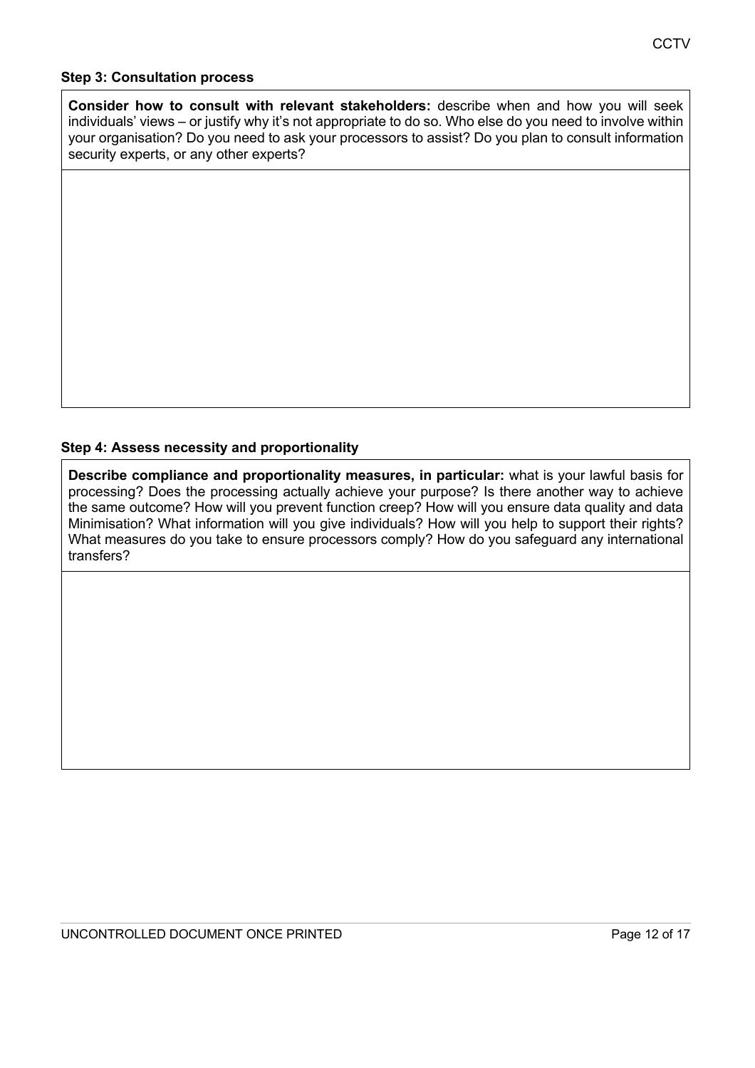### Step 3: Consultation process

| **Consider how to consult with relevant stakeholders:** describe when and how you will seek individuals' views – or justify why it's not appropriate to do so. Who else do you need to involve within your organisation? Do you need to ask your processors to assist? Do you plan to consult information security experts, or any other experts? |
| --- |
| |

### Step 4: Assess necessity and proportionality

| **Describe compliance and proportionality measures, in particular:** what is your lawful basis for processing? Does the processing actually achieve your purpose? Is there another way to achieve the same outcome? How will you prevent function creep? How will you ensure data quality and data Minimisation? What information will you give individuals? How will you help to support their rights? What measures do you take to ensure processors comply? How do you safeguard any international transfers? |
| --- |
| |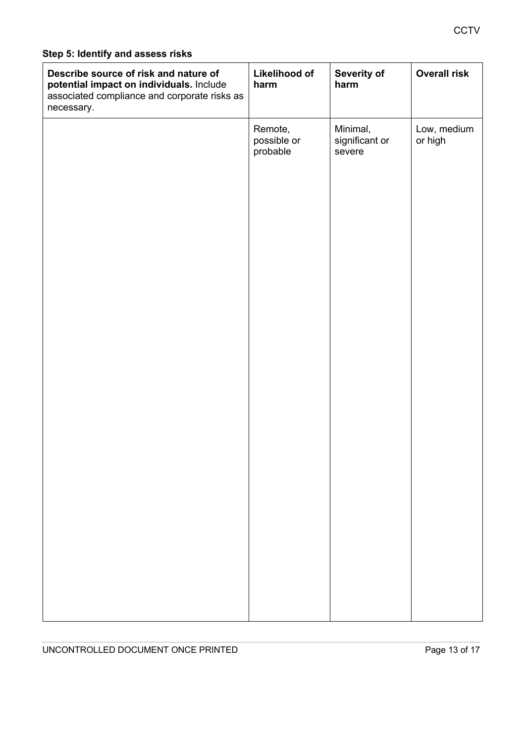**Step 5: Identify and assess risks**

| **Describe source of risk and nature of potential impact on individuals.** Include associated compliance and corporate risks as necessary. | **Likelihood of harm** | **Severity of harm** | **Overall risk** |
|---|---|---|---|
| | Remote, possible or probable | Minimal, significant or severe | Low, medium or high |

UNCONTROLLED DOCUMENT ONCE PRINTED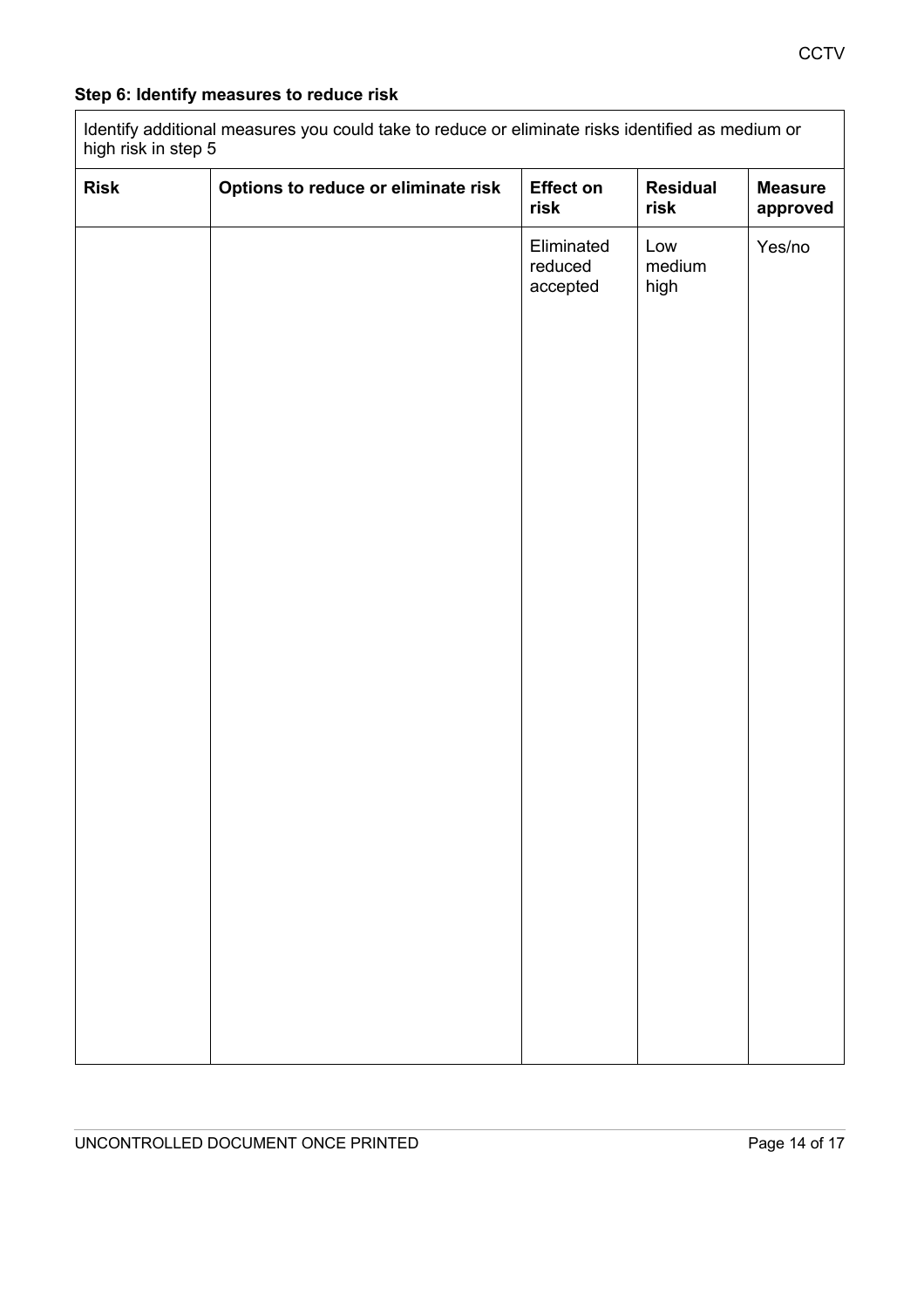**Step 6: Identify measures to reduce risk**

| Identify additional measures you could take to reduce or eliminate risks identified as medium or high risk in step 5 | | | | |
|---|---|---|---|---|
| **Risk** | **Options to reduce or eliminate risk** | **Effect on risk** | **Residual risk** | **Measure approved** |
| | | Eliminated reduced accepted | Low medium high | Yes/no |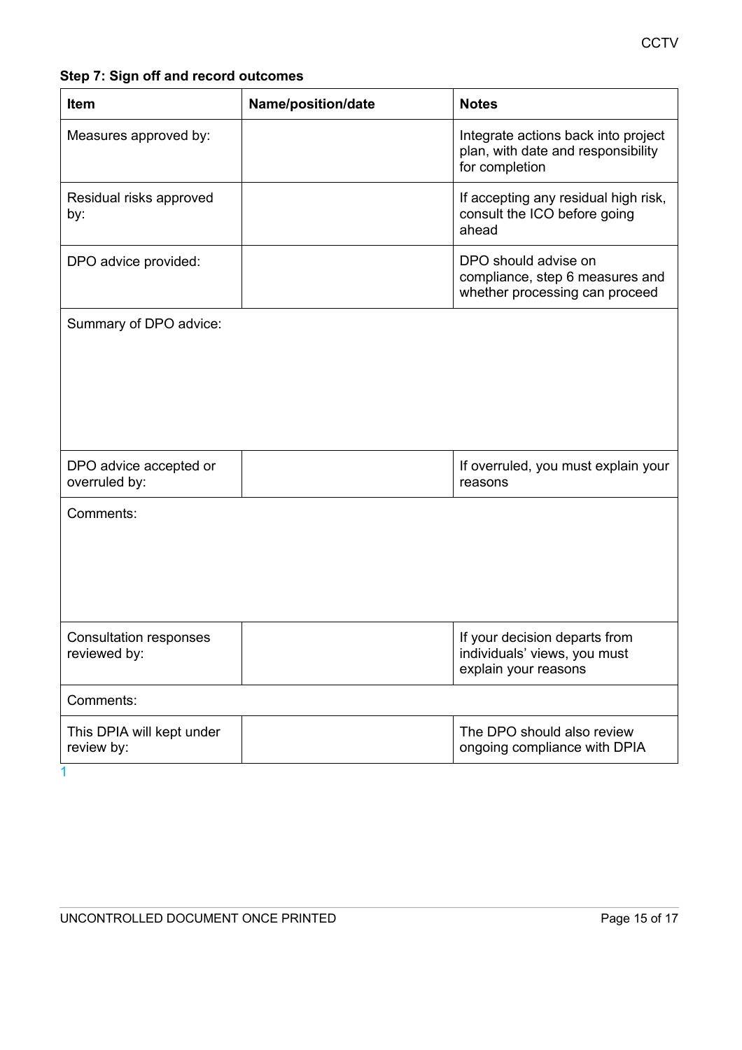**Step 7: Sign off and record outcomes**

| Item | Name/position/date | Notes |
|---|---|---|
| Measures approved by: | | Integrate actions back into project plan, with date and responsibility for completion |
| Residual risks approved by: | | If accepting any residual high risk, consult the ICO before going ahead |
| DPO advice provided: | | DPO should advise on compliance, step 6 measures and whether processing can proceed |
| Summary of DPO advice: | | |
| DPO advice accepted or overruled by: | | If overruled, you must explain your reasons |
| Comments: | | |
| Consultation responses reviewed by: | | If your decision departs from individuals' views, you must explain your reasons |
| Comments: | | |
| This DPIA will kept under review by: | | The DPO should also review ongoing compliance with DPIA |

1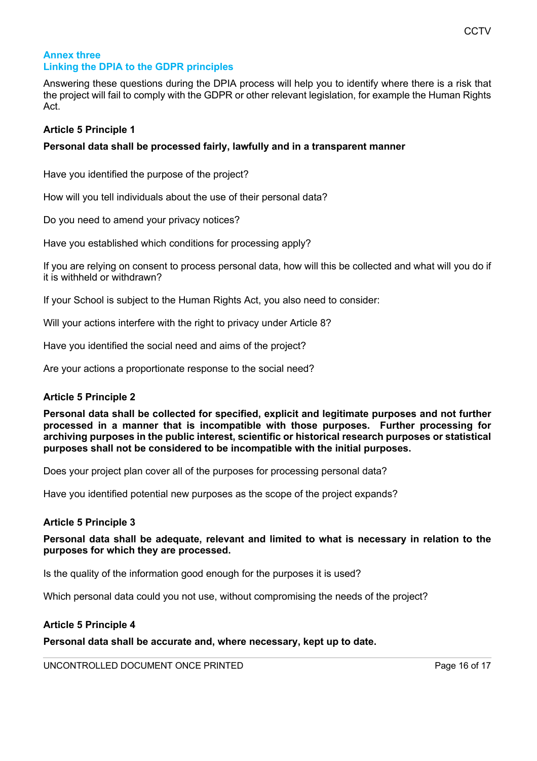## Annex three
## Linking the DPIA to the GDPR principles

Answering these questions during the DPIA process will help you to identify where there is a risk that the project will fail to comply with the GDPR or other relevant legislation, for example the Human Rights Act.

### Article 5 Principle 1

**Personal data shall be processed fairly, lawfully and in a transparent manner**

Have you identified the purpose of the project?

How will you tell individuals about the use of their personal data?

Do you need to amend your privacy notices?

Have you established which conditions for processing apply?

If you are relying on consent to process personal data, how will this be collected and what will you do if it is withheld or withdrawn?

If your School is subject to the Human Rights Act, you also need to consider:

Will your actions interfere with the right to privacy under Article 8?

Have you identified the social need and aims of the project?

Are your actions a proportionate response to the social need?

### Article 5 Principle 2

**Personal data shall be collected for specified, explicit and legitimate purposes and not further processed in a manner that is incompatible with those purposes. Further processing for archiving purposes in the public interest, scientific or historical research purposes or statistical purposes shall not be considered to be incompatible with the initial purposes.**

Does your project plan cover all of the purposes for processing personal data?

Have you identified potential new purposes as the scope of the project expands?

### Article 5 Principle 3

**Personal data shall be adequate, relevant and limited to what is necessary in relation to the purposes for which they are processed.**

Is the quality of the information good enough for the purposes it is used?

Which personal data could you not use, without compromising the needs of the project?

### Article 5 Principle 4

**Personal data shall be accurate and, where necessary, kept up to date.**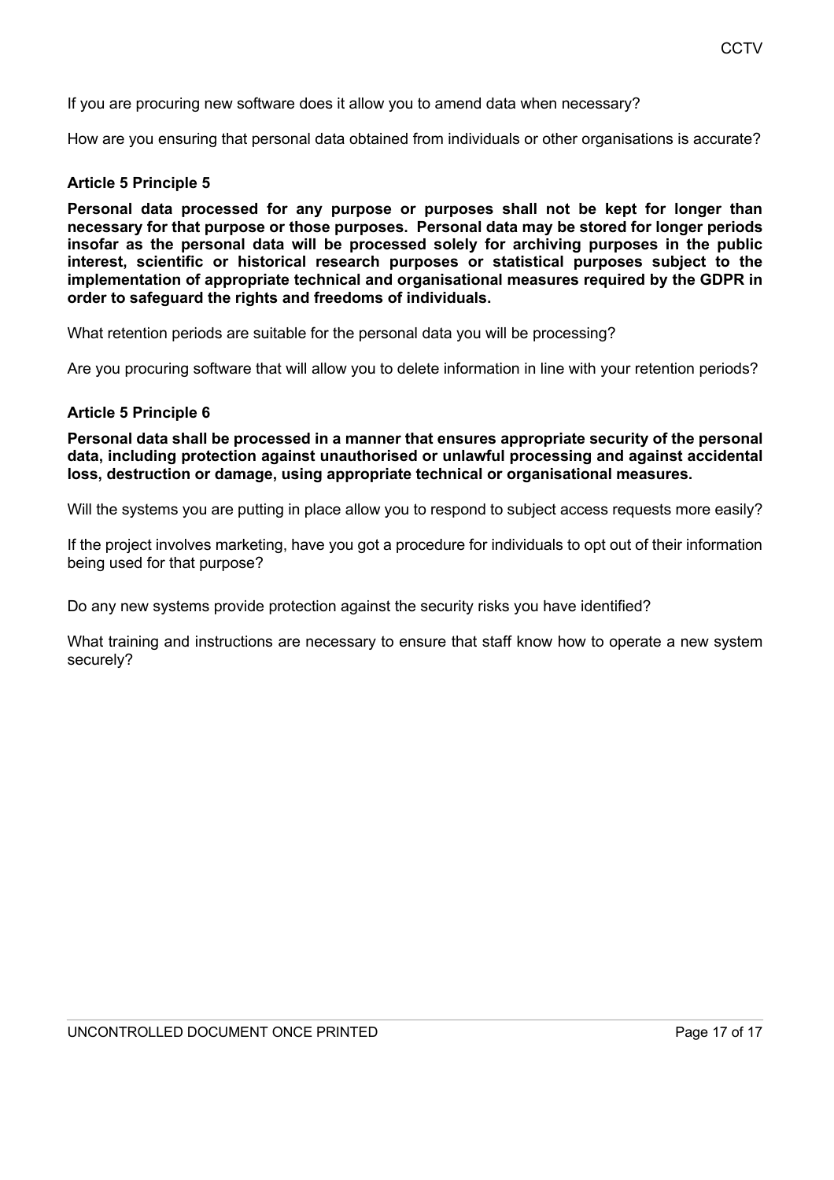If you are procuring new software does it allow you to amend data when necessary?

How are you ensuring that personal data obtained from individuals or other organisations is accurate?

#### Article 5 Principle 5

**Personal data processed for any purpose or purposes shall not be kept for longer than necessary for that purpose or those purposes. Personal data may be stored for longer periods insofar as the personal data will be processed solely for archiving purposes in the public interest, scientific or historical research purposes or statistical purposes subject to the implementation of appropriate technical and organisational measures required by the GDPR in order to safeguard the rights and freedoms of individuals.**

What retention periods are suitable for the personal data you will be processing?

Are you procuring software that will allow you to delete information in line with your retention periods?

#### Article 5 Principle 6

**Personal data shall be processed in a manner that ensures appropriate security of the personal data, including protection against unauthorised or unlawful processing and against accidental loss, destruction or damage, using appropriate technical or organisational measures.**

Will the systems you are putting in place allow you to respond to subject access requests more easily?

If the project involves marketing, have you got a procedure for individuals to opt out of their information being used for that purpose?

Do any new systems provide protection against the security risks you have identified?

What training and instructions are necessary to ensure that staff know how to operate a new system securely?